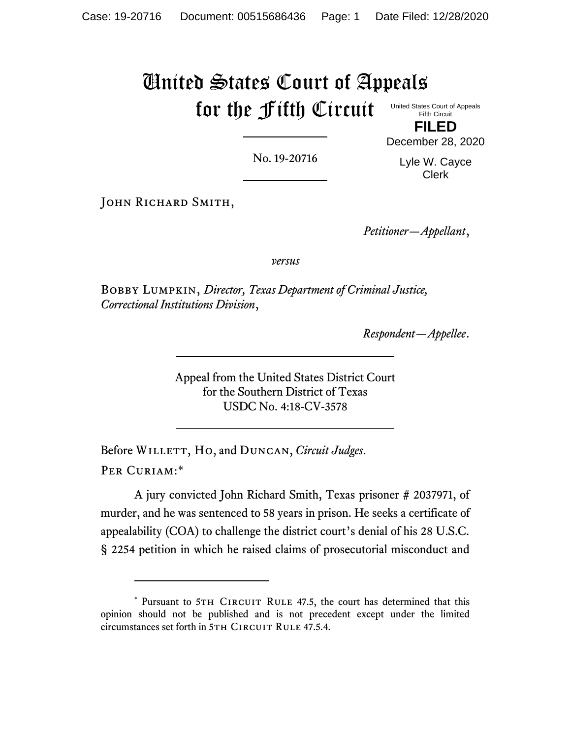# United States Court of Appeals for the Fifth Circuit

United States Court of Appeals
Fifth Circuit

**FILED**

December 28, 2020

Lyle W. Cayce
Clerk

No. 19-20716

John Richard Smith,

*Petitioner—Appellant*,

*versus*

Bobby Lumpkin, *Director, Texas Department of Criminal Justice, Correctional Institutions Division*,

*Respondent—Appellee*.

Appeal from the United States District Court
for the Southern District of Texas
USDC No. 4:18-CV-3578

Before Willett, Ho, and Duncan, *Circuit Judges*.

Per Curiam:*

A jury convicted John Richard Smith, Texas prisoner # 2037971, of murder, and he was sentenced to 58 years in prison. He seeks a certificate of appealability (COA) to challenge the district court's denial of his 28 U.S.C. § 2254 petition in which he raised claims of prosecutorial misconduct and

---

\* Pursuant to 5th Circuit Rule 47.5, the court has determined that this opinion should not be published and is not precedent except under the limited circumstances set forth in 5th Circuit Rule 47.5.4.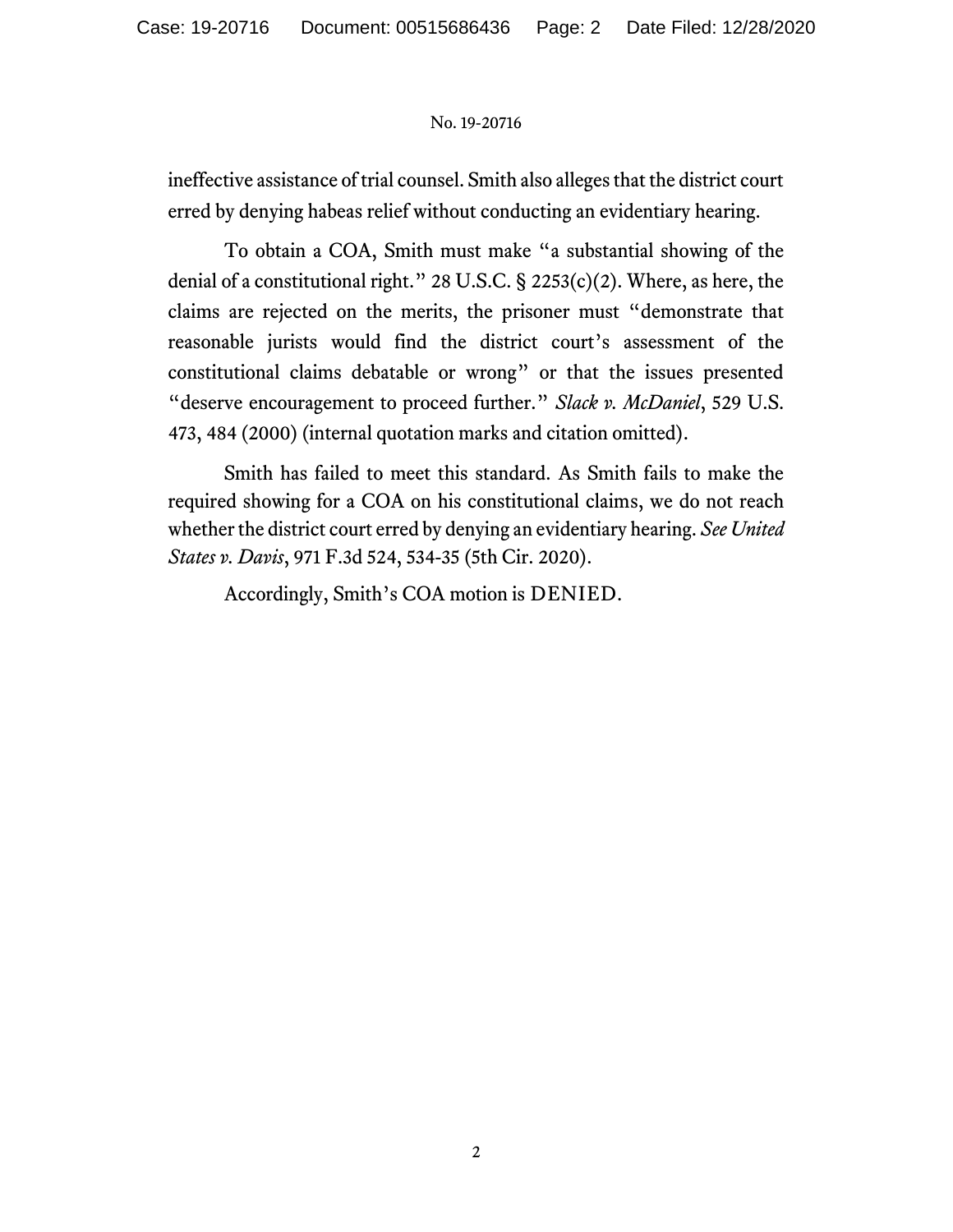ineffective assistance of trial counsel. Smith also alleges that the district court erred by denying habeas relief without conducting an evidentiary hearing.

To obtain a COA, Smith must make "a substantial showing of the denial of a constitutional right." 28 U.S.C. § 2253(c)(2). Where, as here, the claims are rejected on the merits, the prisoner must "demonstrate that reasonable jurists would find the district court's assessment of the constitutional claims debatable or wrong" or that the issues presented "deserve encouragement to proceed further." *Slack v. McDaniel*, 529 U.S. 473, 484 (2000) (internal quotation marks and citation omitted).

Smith has failed to meet this standard. As Smith fails to make the required showing for a COA on his constitutional claims, we do not reach whether the district court erred by denying an evidentiary hearing. *See United States v. Davis*, 971 F.3d 524, 534-35 (5th Cir. 2020).

Accordingly, Smith's COA motion is DENIED.